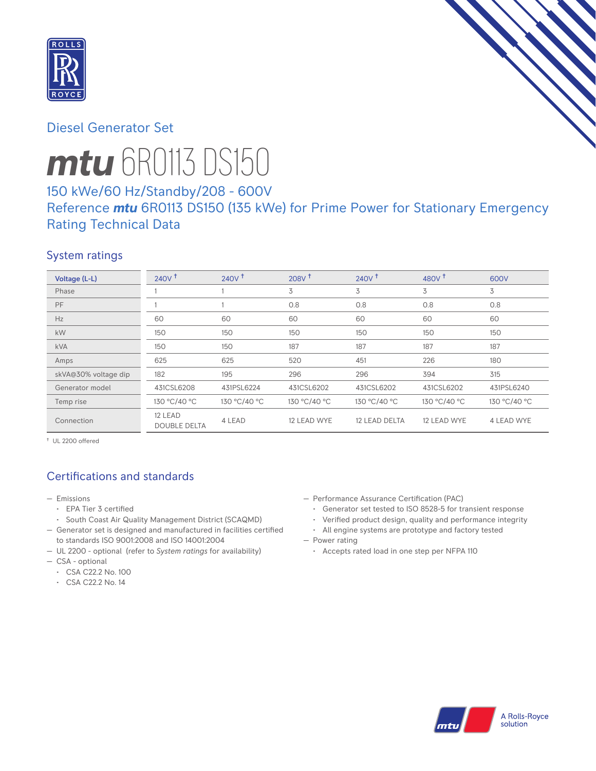Diesel Generator Set

# *mtu* 6R0113 DS150

## 150 kWe/60 Hz/Standby/208 - 600V
## Reference *mtu* 6R0113 DS150 (135 kWe) for Prime Power for Stationary Emergency Rating Technical Data

### System ratings

| Voltage (L-L) | 240V † | 240V † | 208V † | 240V † | 480V † | 600V |
|---|---|---|---|---|---|---|
| Phase | 1 | 1 | 3 | 3 | 3 | 3 |
| PF | 1 | 1 | 0.8 | 0.8 | 0.8 | 0.8 |
| Hz | 60 | 60 | 60 | 60 | 60 | 60 |
| kW | 150 | 150 | 150 | 150 | 150 | 150 |
| kVA | 150 | 150 | 187 | 187 | 187 | 187 |
| Amps | 625 | 625 | 520 | 451 | 226 | 180 |
| skVA@30% voltage dip | 182 | 195 | 296 | 296 | 394 | 315 |
| Generator model | 431CSL6208 | 431PSL6224 | 431CSL6202 | 431CSL6202 | 431CSL6202 | 431PSL6240 |
| Temp rise | 130 °C/40 °C | 130 °C/40 °C | 130 °C/40 °C | 130 °C/40 °C | 130 °C/40 °C | 130 °C/40 °C |
| Connection | 12 LEAD DOUBLE DELTA | 4 LEAD | 12 LEAD WYE | 12 LEAD DELTA | 12 LEAD WYE | 4 LEAD WYE |

† UL 2200 offered

### Certifications and standards

- Emissions
  - EPA Tier 3 certified
  - South Coast Air Quality Management District (SCAQMD)
- Generator set is designed and manufactured in facilities certified to standards ISO 9001:2008 and ISO 14001:2004
- UL 2200 - optional (refer to *System ratings* for availability)
- CSA - optional
  - CSA C22.2 No. 100
  - CSA C22.2 No. 14
- Performance Assurance Certification (PAC)
  - Generator set tested to ISO 8528-5 for transient response
  - Verified product design, quality and performance integrity
  - All engine systems are prototype and factory tested
- Power rating
  - Accepts rated load in one step per NFPA 110

A Rolls-Royce solution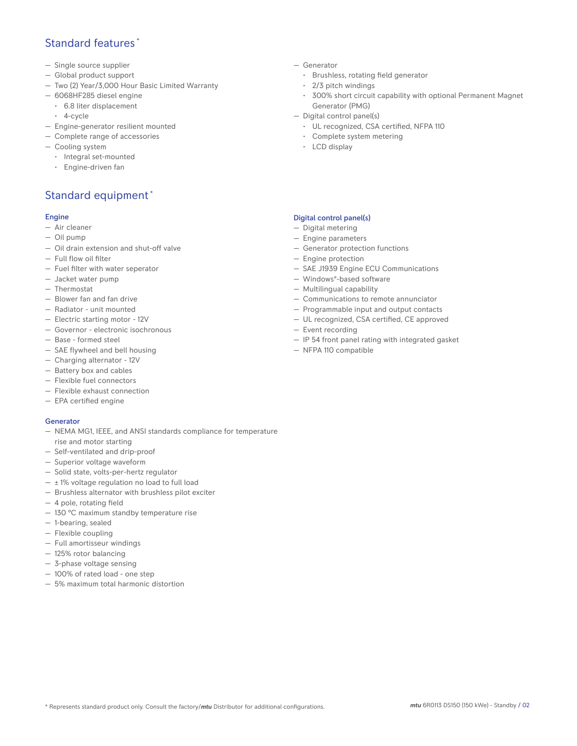## Standard features*

- Single source supplier
- Global product support
- Two (2) Year/3,000 Hour Basic Limited Warranty
- 6068HF285 diesel engine
  - 6.8 liter displacement
  - 4-cycle
- Engine-generator resilient mounted
- Complete range of accessories
- Cooling system
  - Integral set-mounted
  - Engine-driven fan
- Generator
  - Brushless, rotating field generator
  - 2/3 pitch windings
  - 300% short circuit capability with optional Permanent Magnet Generator (PMG)
- Digital control panel(s)
  - UL recognized, CSA certified, NFPA 110
  - Complete system metering
  - LCD display

## Standard equipment*

### Engine

- Air cleaner
- Oil pump
- Oil drain extension and shut-off valve
- Full flow oil filter
- Fuel filter with water seperator
- Jacket water pump
- Thermostat
- Blower fan and fan drive
- Radiator - unit mounted
- Electric starting motor - 12V
- Governor - electronic isochronous
- Base - formed steel
- SAE flywheel and bell housing
- Charging alternator - 12V
- Battery box and cables
- Flexible fuel connectors
- Flexible exhaust connection
- EPA certified engine

### Generator

- NEMA MG1, IEEE, and ANSI standards compliance for temperature rise and motor starting
- Self-ventilated and drip-proof
- Superior voltage waveform
- Solid state, volts-per-hertz regulator
- ± 1% voltage regulation no load to full load
- Brushless alternator with brushless pilot exciter
- 4 pole, rotating field
- 130 °C maximum standby temperature rise
- 1-bearing, sealed
- Flexible coupling
- Full amortisseur windings
- 125% rotor balancing
- 3-phase voltage sensing
- 100% of rated load - one step
- 5% maximum total harmonic distortion

### Digital control panel(s)

- Digital metering
- Engine parameters
- Generator protection functions
- Engine protection
- SAE J1939 Engine ECU Communications
- Windows®-based software
- Multilingual capability
- Communications to remote annunciator
- Programmable input and output contacts
- UL recognized, CSA certified, CE approved
- Event recording
- IP 54 front panel rating with integrated gasket
- NFPA 110 compatible

* Represents standard product only. Consult the factory/*mtu* Distributor for additional configurations.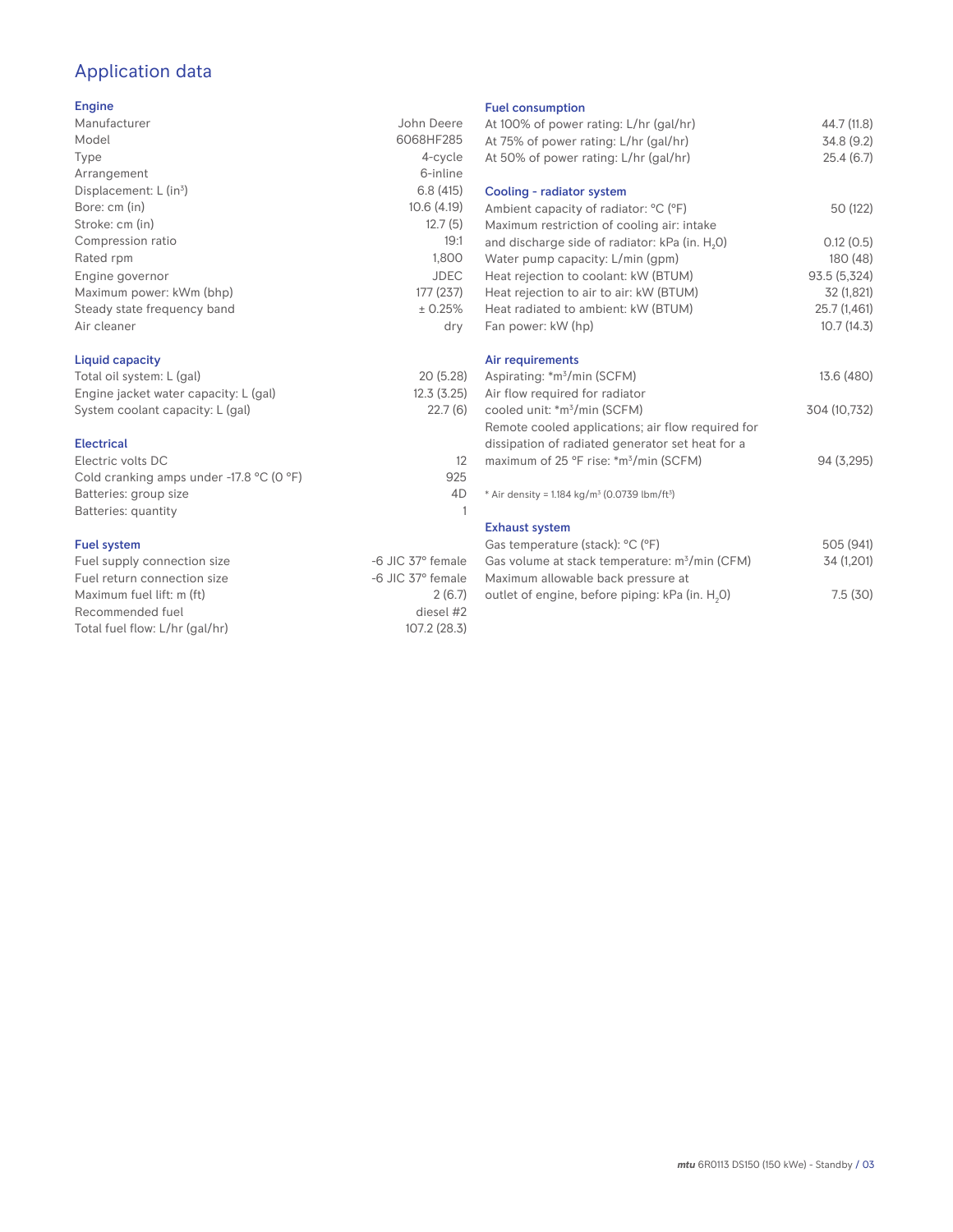# Application data

## Engine

| | |
|---|---|
| Manufacturer | John Deere |
| Model | 6068HF285 |
| Type | 4-cycle |
| Arrangement | 6-inline |
| Displacement: L ($in^3$) | 6.8 (415) |
| Bore: cm (in) | 10.6 (4.19) |
| Stroke: cm (in) | 12.7 (5) |
| Compression ratio | 19:1 |
| Rated rpm | 1,800 |
| Engine governor | JDEC |
| Maximum power: kWm (bhp) | 177 (237) |
| Steady state frequency band | ± 0.25% |
| Air cleaner | dry |

## Liquid capacity

| | |
|---|---|
| Total oil system: L (gal) | 20 (5.28) |
| Engine jacket water capacity: L (gal) | 12.3 (3.25) |
| System coolant capacity: L (gal) | 22.7 (6) |

## Electrical

| | |
|---|---|
| Electric volts DC | 12 |
| Cold cranking amps under -17.8 °C (0 °F) | 925 |
| Batteries: group size | 4D |
| Batteries: quantity | 1 |

## Fuel system

| | |
|---|---|
| Fuel supply connection size | -6 JIC 37° female |
| Fuel return connection size | -6 JIC 37° female |
| Maximum fuel lift: m (ft) | 2 (6.7) |
| Recommended fuel | diesel #2 |
| Total fuel flow: L/hr (gal/hr) | 107.2 (28.3) |

## Fuel consumption

| | |
|---|---|
| At 100% of power rating: L/hr (gal/hr) | 44.7 (11.8) |
| At 75% of power rating: L/hr (gal/hr) | 34.8 (9.2) |
| At 50% of power rating: L/hr (gal/hr) | 25.4 (6.7) |

## Cooling - radiator system

| | |
|---|---|
| Ambient capacity of radiator: °C (°F) | 50 (122) |
| Maximum restriction of cooling air: intake and discharge side of radiator: kPa (in. $H_2O$) | 0.12 (0.5) |
| Water pump capacity: L/min (gpm) | 180 (48) |
| Heat rejection to coolant: kW (BTUM) | 93.5 (5,324) |
| Heat rejection to air to air: kW (BTUM) | 32 (1,821) |
| Heat radiated to ambient: kW (BTUM) | 25.7 (1,461) |
| Fan power: kW (hp) | 10.7 (14.3) |

## Air requirements

| | |
|---|---|
| Aspirating: *$m^3$/min (SCFM) | 13.6 (480) |
| Air flow required for radiator cooled unit: *$m^3$/min (SCFM) | 304 (10,732) |
| Remote cooled applications; air flow required for dissipation of radiated generator set heat for a maximum of 25 °F rise: *$m^3$/min (SCFM) | 94 (3,295) |

\* Air density = 1.184 kg/$m^3$ (0.0739 lbm/$ft^3$)

## Exhaust system

| | |
|---|---|
| Gas temperature (stack): °C (°F) | 505 (941) |
| Gas volume at stack temperature: $m^3$/min (CFM) | 34 (1,201) |
| Maximum allowable back pressure at outlet of engine, before piping: kPa (in. $H_2O$) | 7.5 (30) |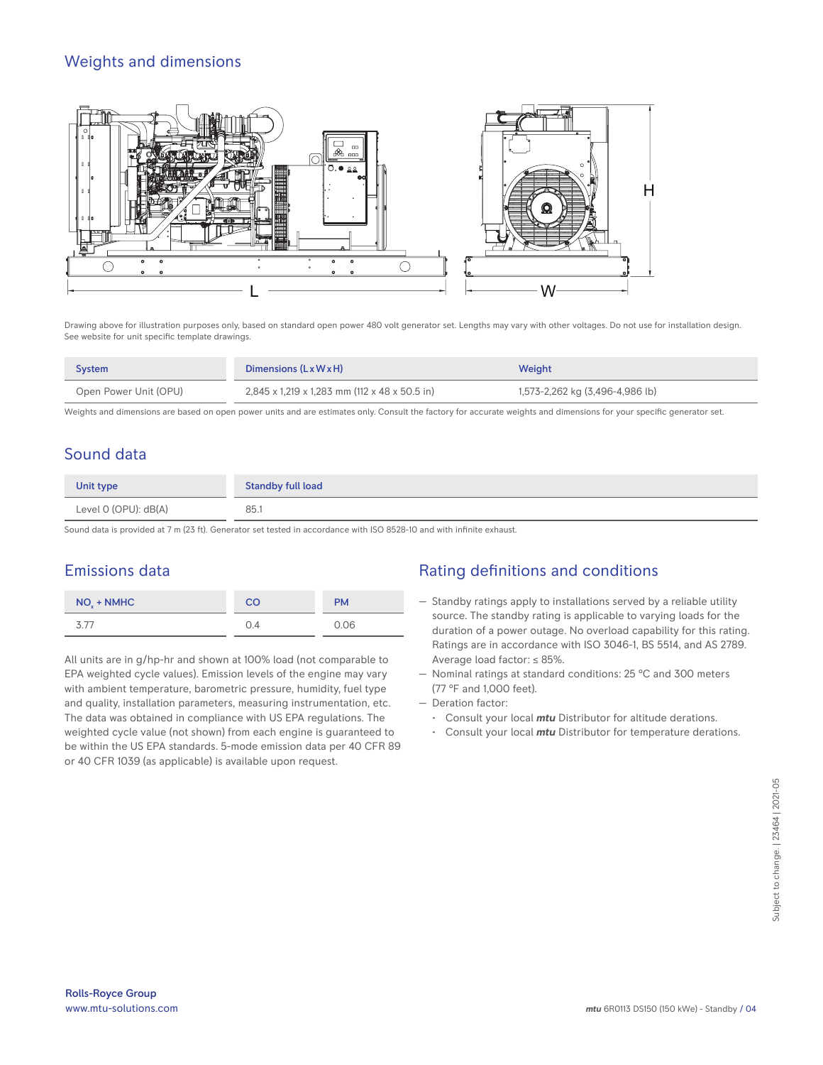## Weights and dimensions

L

W

H

Drawing above for illustration purposes only, based on standard open power 480 volt generator set. Lengths may vary with other voltages. Do not use for installation design. See website for unit specific template drawings.

| System | Dimensions (L x W x H) | Weight |
|---|---|---|
| Open Power Unit (OPU) | 2,845 x 1,219 x 1,283 mm (112 x 48 x 50.5 in) | 1,573-2,262 kg (3,496-4,986 lb) |

Weights and dimensions are based on open power units and are estimates only. Consult the factory for accurate weights and dimensions for your specific generator set.

## Sound data

| Unit type | Standby full load |
|---|---|
| Level 0 (OPU): dB(A) | 85.1 |

Sound data is provided at 7 m (23 ft). Generator set tested in accordance with ISO 8528-10 and with infinite exhaust.

## Emissions data

| $NO_x$ + NMHC | CO | PM |
|---|---|---|
| 3.77 | 0.4 | 0.06 |

All units are in g/hp-hr and shown at 100% load (not comparable to EPA weighted cycle values). Emission levels of the engine may vary with ambient temperature, barometric pressure, humidity, fuel type and quality, installation parameters, measuring instrumentation, etc. The data was obtained in compliance with US EPA regulations. The weighted cycle value (not shown) from each engine is guaranteed to be within the US EPA standards. 5-mode emission data per 40 CFR 89 or 40 CFR 1039 (as applicable) is available upon request.

## Rating definitions and conditions

- Standby ratings apply to installations served by a reliable utility source. The standby rating is applicable to varying loads for the duration of a power outage. No overload capability for this rating. Ratings are in accordance with ISO 3046-1, BS 5514, and AS 2789. Average load factor: ≤ 85%.
- Nominal ratings at standard conditions: 25 °C and 300 meters (77 °F and 1,000 feet).
- Deration factor:
  - Consult your local ***mtu*** Distributor for altitude derations.
  - Consult your local ***mtu*** Distributor for temperature derations.

Subject to change. | 23464 | 2021-05

Rolls-Royce Group
www.mtu-solutions.com